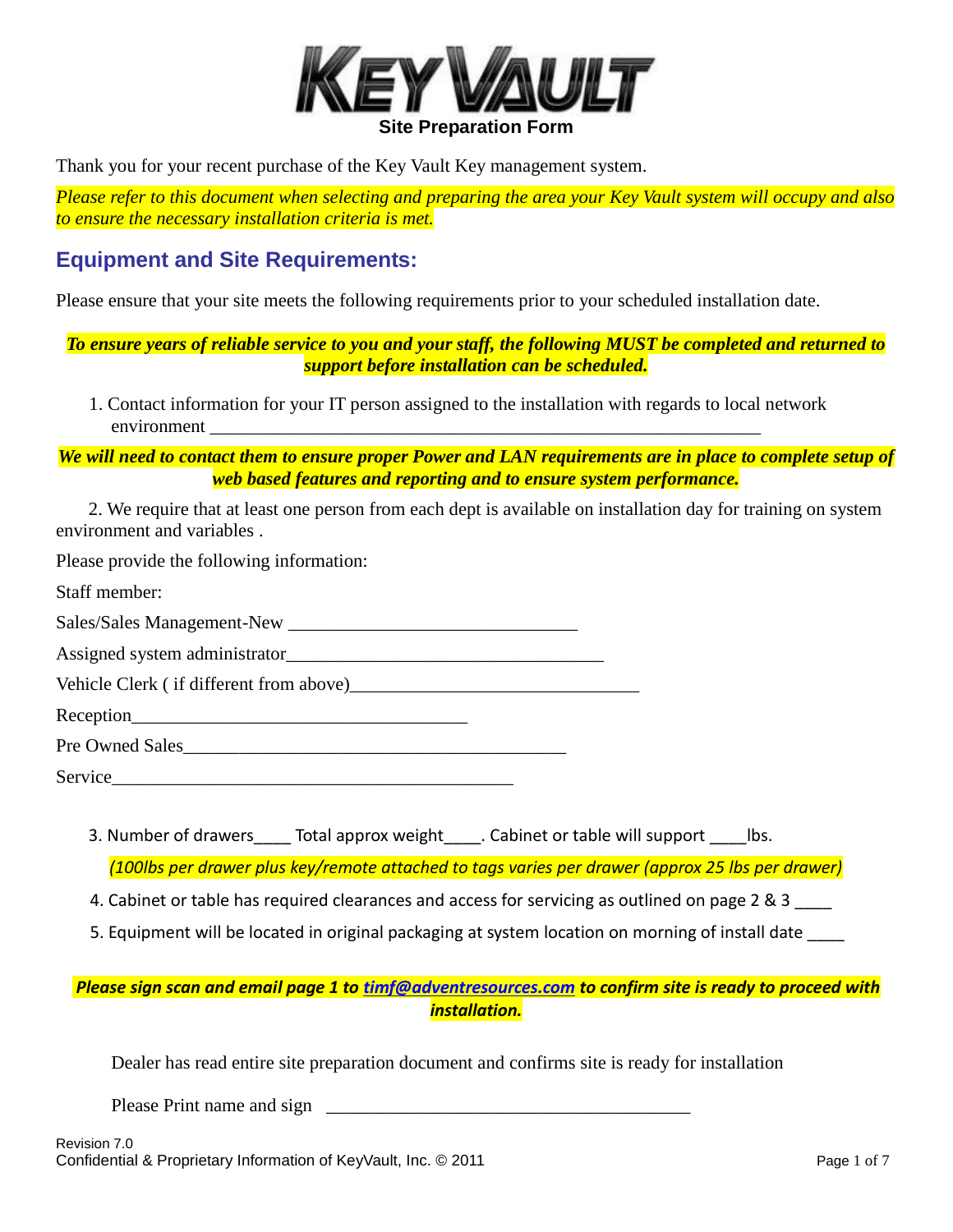# KEY VAULT

**Site Preparation Form**

Thank you for your recent purchase of the Key Vault Key management system.

*Please refer to this document when selecting and preparing the area your Key Vault system will occupy and also to ensure the necessary installation criteria is met.*

## Equipment and Site Requirements:

Please ensure that your site meets the following requirements prior to your scheduled installation date.

***To ensure years of reliable service to you and your staff, the following MUST be completed and returned to support before installation can be scheduled.***

1. Contact information for your IT person assigned to the installation with regards to local network environment ________________________________________________________________

***We will need to contact them to ensure proper Power and LAN requirements are in place to complete setup of web based features and reporting and to ensure system performance.***

2. We require that at least one person from each dept is available on installation day for training on system environment and variables .

Please provide the following information:

Staff member:

Sales/Sales Management-New ______________________________

Assigned system administrator_________________________________

Vehicle Clerk ( if different from above)______________________________

Reception___________________________________

Pre Owned Sales________________________________________

Service__________________________________________

3. Number of drawers____ Total approx weight____. Cabinet or table will support ____lbs.

   *(100lbs per drawer plus key/remote attached to tags varies per drawer (approx 25 lbs per drawer)*

4. Cabinet or table has required clearances and access for servicing as outlined on page 2 & 3 ____
5. Equipment will be located in original packaging at system location on morning of install date ____

***Please sign scan and email page 1 to [timf@adventresources.com](mailto:timf@adventresources.com) to confirm site is ready to proceed with installation.***

Dealer has read entire site preparation document and confirms site is ready for installation

Please Print name and sign ________________________________________

Revision 7.0

Confidential & Proprietary Information of KeyVault, Inc. © 2011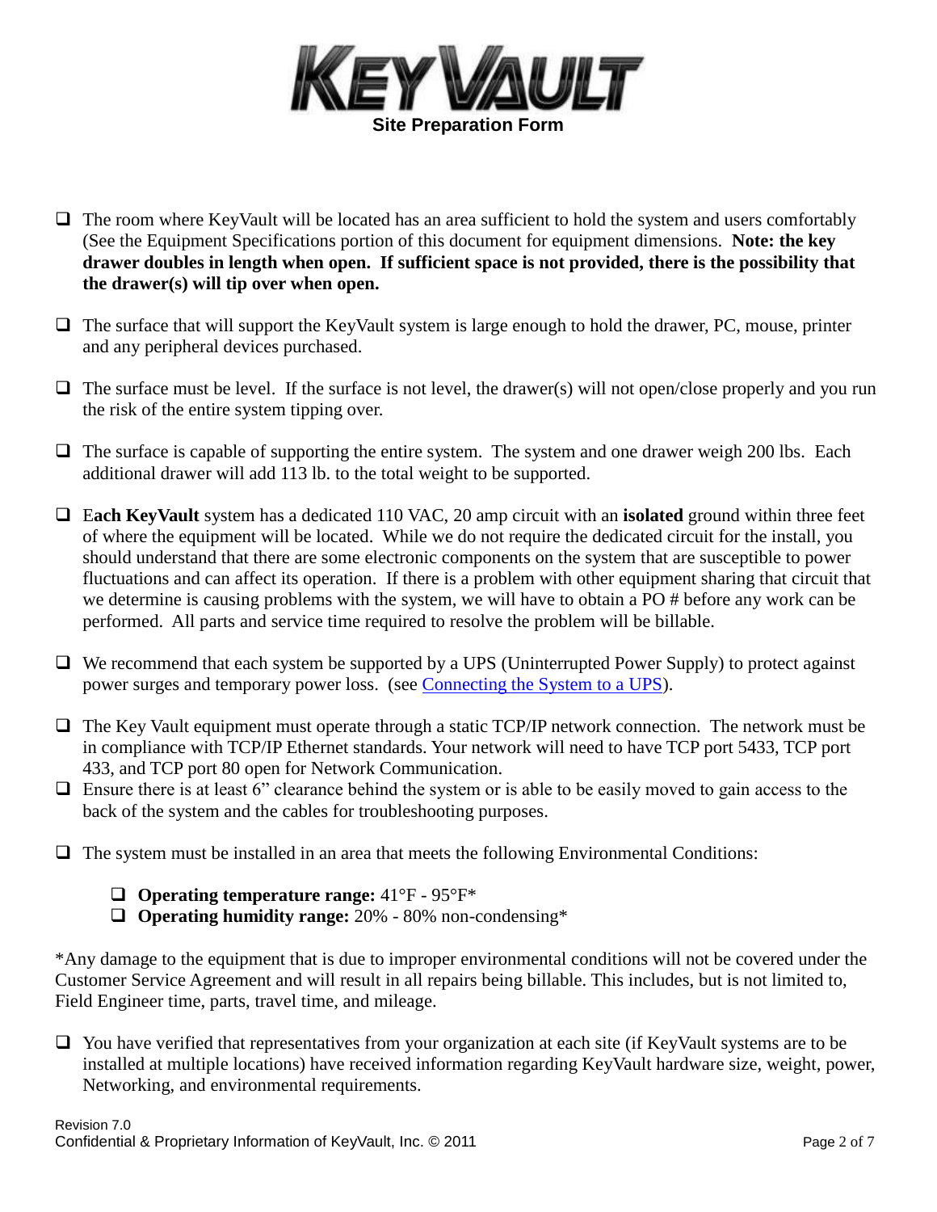# KEYVAULT

**Site Preparation Form**

- ❑ The room where KeyVault will be located has an area sufficient to hold the system and users comfortably (See the Equipment Specifications portion of this document for equipment dimensions. **Note: the key drawer doubles in length when open. If sufficient space is not provided, there is the possibility that the drawer(s) will tip over when open.**

- ❑ The surface that will support the KeyVault system is large enough to hold the drawer, PC, mouse, printer and any peripheral devices purchased.

- ❑ The surface must be level. If the surface is not level, the drawer(s) will not open/close properly and you run the risk of the entire system tipping over.

- ❑ The surface is capable of supporting the entire system. The system and one drawer weigh 200 lbs. Each additional drawer will add 113 lb. to the total weight to be supported.

- ❑ E**ach KeyVault** system has a dedicated 110 VAC, 20 amp circuit with an **isolated** ground within three feet of where the equipment will be located. While we do not require the dedicated circuit for the install, you should understand that there are some electronic components on the system that are susceptible to power fluctuations and can affect its operation. If there is a problem with other equipment sharing that circuit that we determine is causing problems with the system, we will have to obtain a PO # before any work can be performed. All parts and service time required to resolve the problem will be billable.

- ❑ We recommend that each system be supported by a UPS (Uninterrupted Power Supply) to protect against power surges and temporary power loss. (see Connecting the System to a UPS).

- ❑ The Key Vault equipment must operate through a static TCP/IP network connection. The network must be in compliance with TCP/IP Ethernet standards. Your network will need to have TCP port 5433, TCP port 433, and TCP port 80 open for Network Communication.
- ❑ Ensure there is at least 6" clearance behind the system or is able to be easily moved to gain access to the back of the system and the cables for troubleshooting purposes.

- ❑ The system must be installed in an area that meets the following Environmental Conditions:

  - ❑ **Operating temperature range:** 41°F - 95°F*
  - ❑ **Operating humidity range:** 20% - 80% non-condensing*

*Any damage to the equipment that is due to improper environmental conditions will not be covered under the Customer Service Agreement and will result in all repairs being billable. This includes, but is not limited to, Field Engineer time, parts, travel time, and mileage.

- ❑ You have verified that representatives from your organization at each site (if KeyVault systems are to be installed at multiple locations) have received information regarding KeyVault hardware size, weight, power, Networking, and environmental requirements.

Revision 7.0
Confidential & Proprietary Information of KeyVault, Inc. © 2011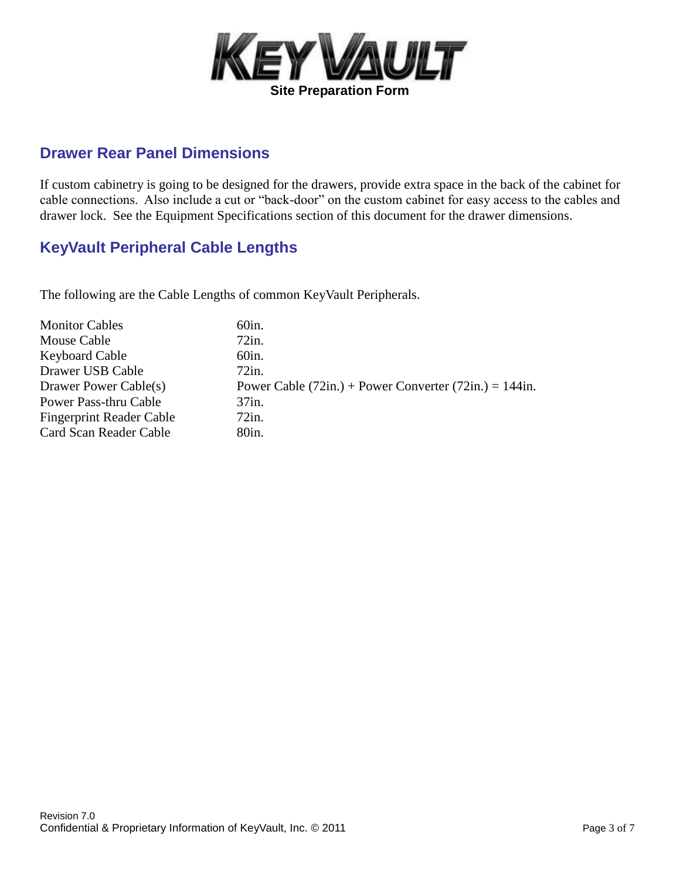## Drawer Rear Panel Dimensions

If custom cabinetry is going to be designed for the drawers, provide extra space in the back of the cabinet for cable connections. Also include a cut or "back-door" on the custom cabinet for easy access to the cables and drawer lock. See the Equipment Specifications section of this document for the drawer dimensions.

## KeyVault Peripheral Cable Lengths

The following are the Cable Lengths of common KeyVault Peripherals.

| | |
|---|---|
| Monitor Cables | 60in. |
| Mouse Cable | 72in. |
| Keyboard Cable | 60in. |
| Drawer USB Cable | 72in. |
| Drawer Power Cable(s) | Power Cable (72in.) + Power Converter (72in.) = 144in. |
| Power Pass-thru Cable | 37in. |
| Fingerprint Reader Cable | 72in. |
| Card Scan Reader Cable | 80in. |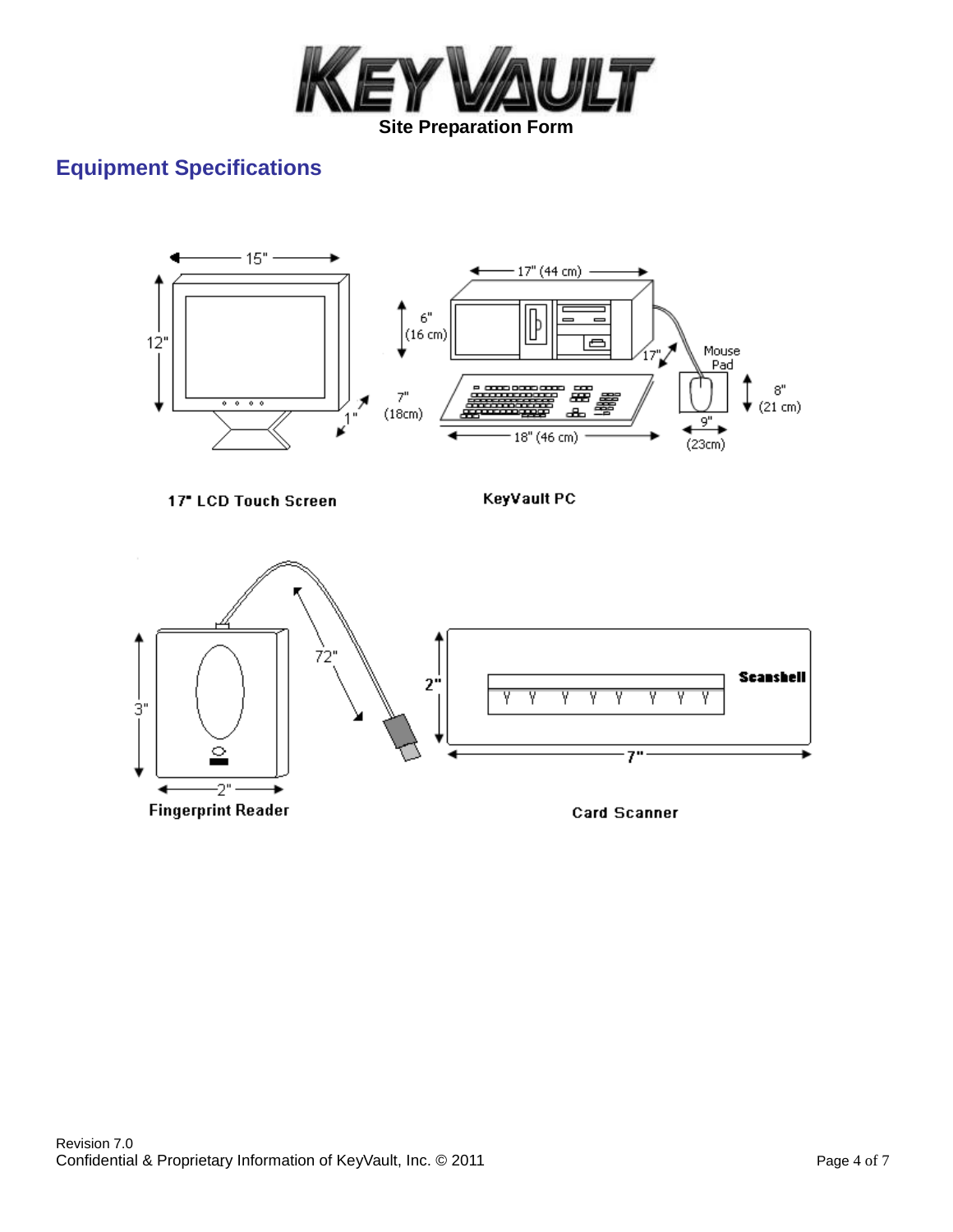# Equipment Specifications

15"

12"

1"

17" LCD Touch Screen

17" (44 cm)

6" (16 cm)

7" (18cm)

17"

18" (46 cm)

Mouse Pad

8" (21 cm)

9" (23cm)

KeyVault PC

72"

3"

2"

Fingerprint Reader

2"

Scanshell

7"

Card Scanner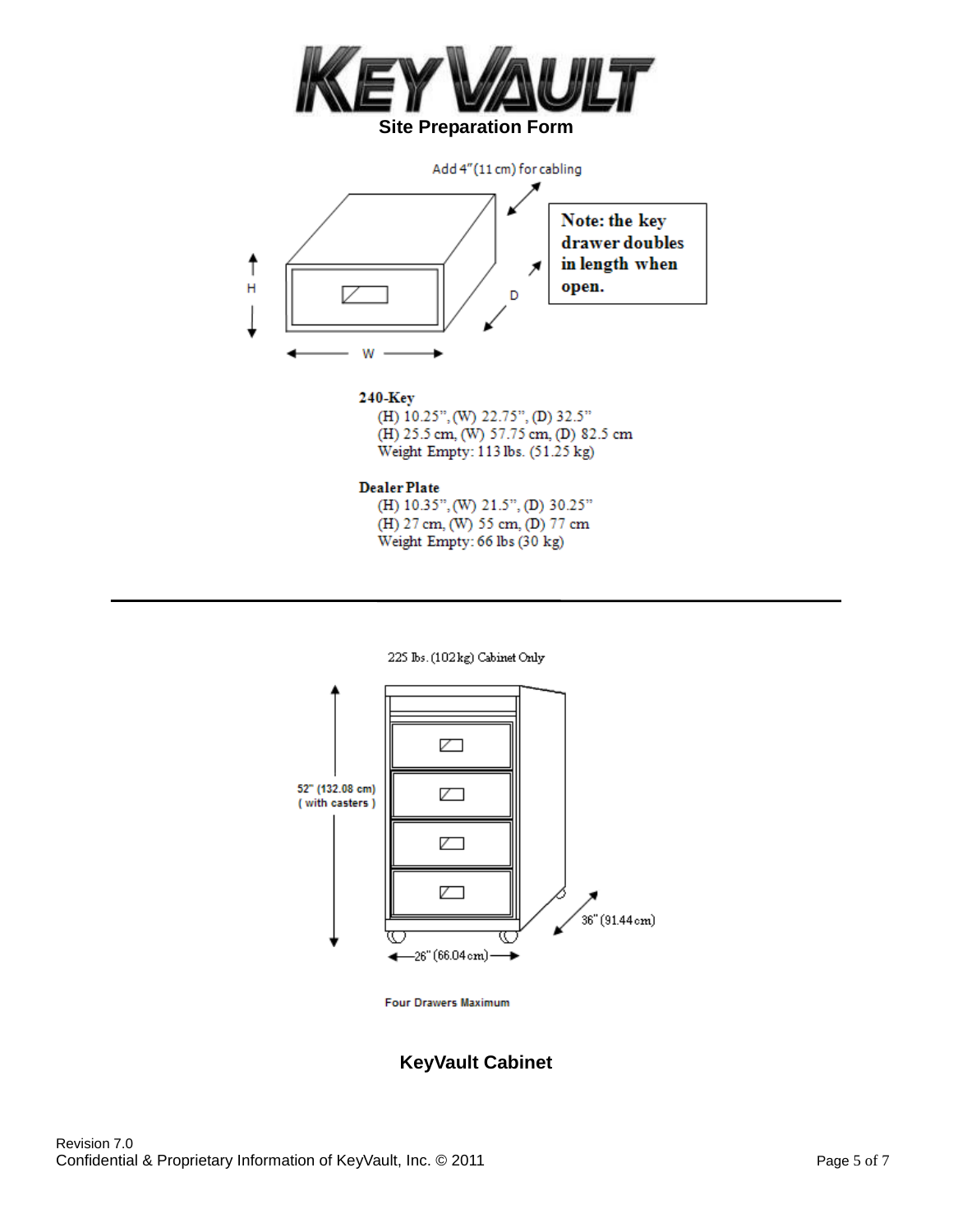# Site Preparation Form

Add 4" (11 cm) for cabling

Note: the key drawer doubles in length when open.

H

W

D

**240-Key**

(H) 10.25", (W) 22.75", (D) 32.5"
(H) 25.5 cm, (W) 57.75 cm, (D) 82.5 cm
Weight Empty: 113 lbs. (51.25 kg)

**Dealer Plate**

(H) 10.35", (W) 21.5", (D) 30.25"
(H) 27 cm, (W) 55 cm, (D) 77 cm
Weight Empty: 66 lbs (30 kg)

---

225 lbs. (102 kg) Cabinet Only

52" (132.08 cm) ( with casters )

36" (91.44 cm)

26" (66.04 cm)

Four Drawers Maximum

**KeyVault Cabinet**

Revision 7.0
Confidential & Proprietary Information of KeyVault, Inc. © 2011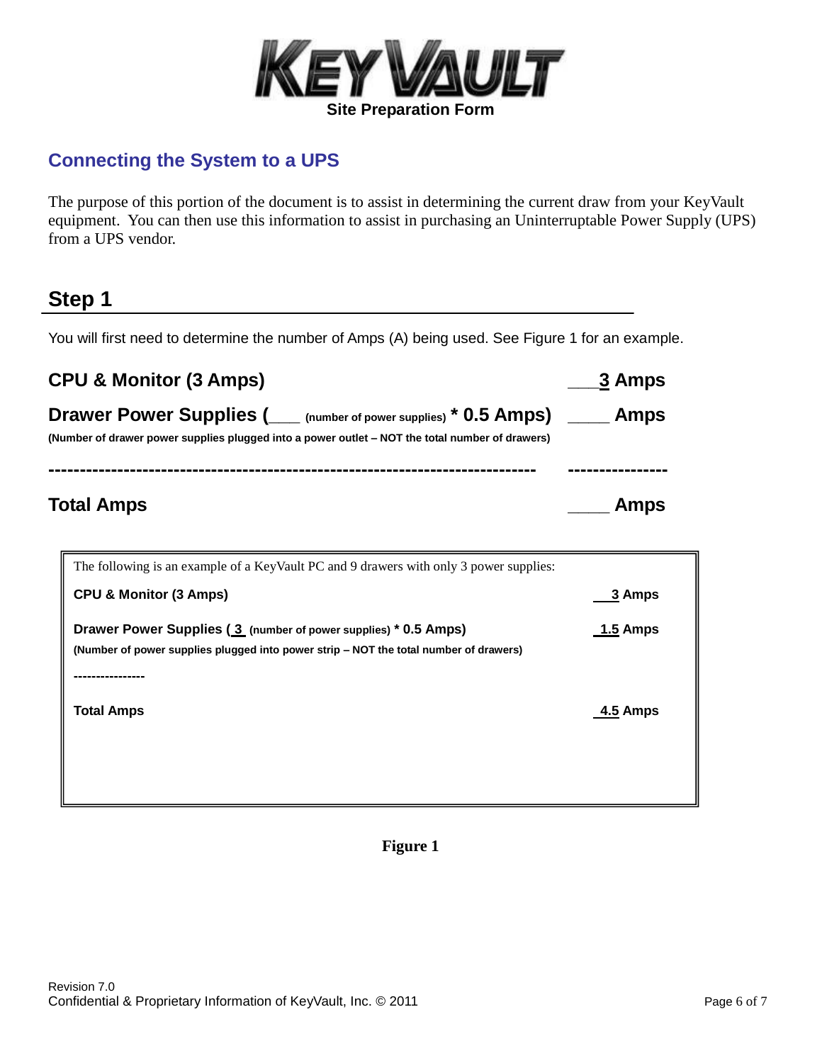KEYVAULT

Site Preparation Form

## Connecting the System to a UPS

The purpose of this portion of the document is to assist in determining the current draw from your KeyVault equipment. You can then use this information to assist in purchasing an Uninterruptable Power Supply (UPS) from a UPS vendor.

## Step 1

You will first need to determine the number of Amps (A) being used. See Figure 1 for an example.

**CPU & Monitor (3 Amps)** ___**3 Amps**

**Drawer Power Supplies (___ (number of power supplies) * 0.5 Amps)** ____ **Amps**

**(Number of drawer power supplies plugged into a power outlet – NOT the total number of drawers)**

---

**Total Amps** ____ **Amps**

> The following is an example of a KeyVault PC and 9 drawers with only 3 power supplies:
>
> **CPU & Monitor (3 Amps)** **3 Amps**
>
> **Drawer Power Supplies ( 3 (number of power supplies) * 0.5 Amps)** **1.5 Amps**
>
> **(Number of power supplies plugged into power strip – NOT the total number of drawers)**
>
> ----------------
>
> **Total Amps** **4.5 Amps**

**Figure 1**

Revision 7.0
Confidential & Proprietary Information of KeyVault, Inc. © 2011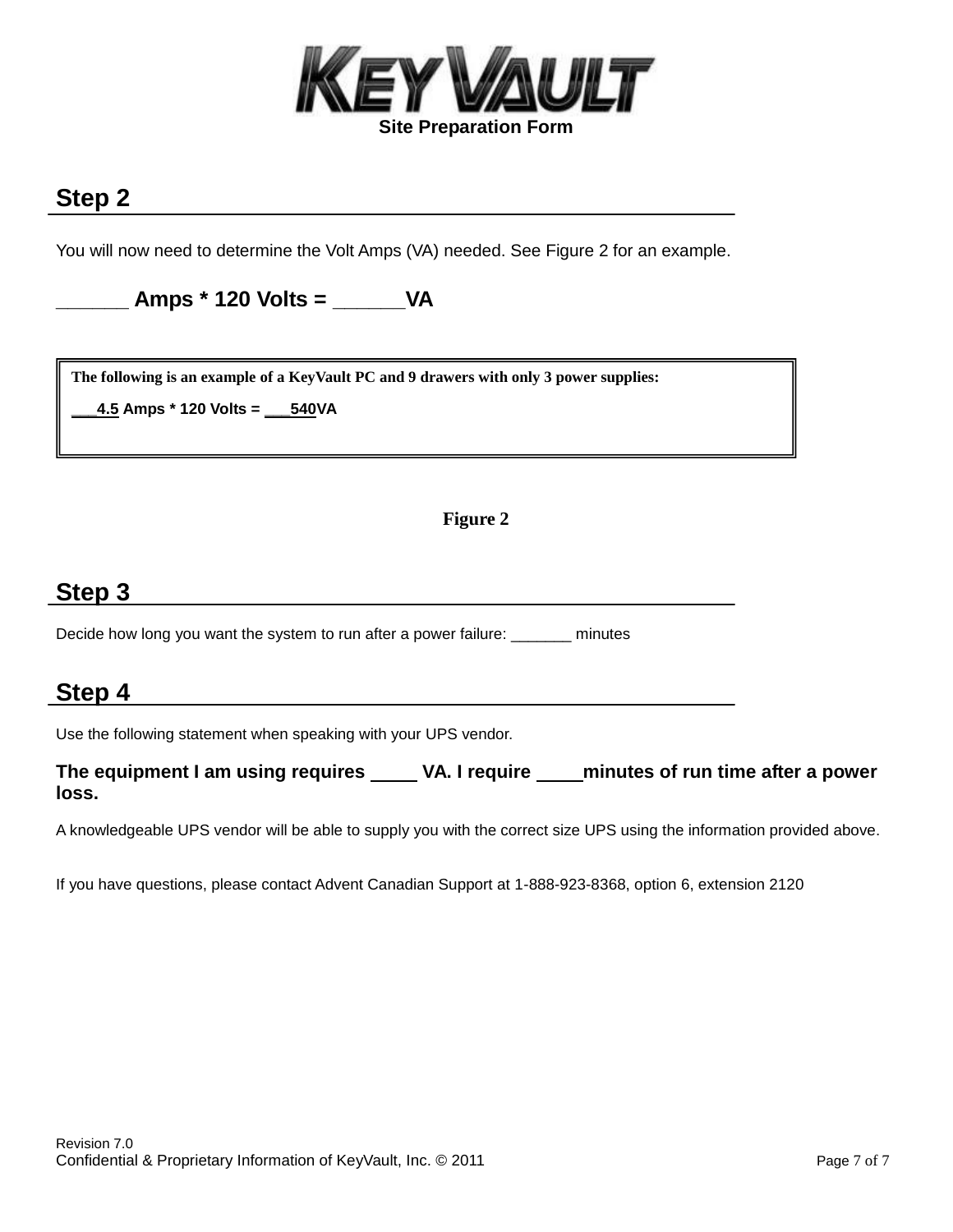**KEYVAULT**

**Site Preparation Form**

## Step 2

You will now need to determine the Volt Amps (VA) needed. See Figure 2 for an example.

**______ Amps * 120 Volts = ______VA**

> **The following is an example of a KeyVault PC and 9 drawers with only 3 power supplies:**
>
> **___4.5 Amps * 120 Volts = ___540VA**

**Figure 2**

## Step 3

Decide how long you want the system to run after a power failure: _______ minutes

## Step 4

Use the following statement when speaking with your UPS vendor.

**The equipment I am using requires _____ VA. I require _____minutes of run time after a power loss.**

A knowledgeable UPS vendor will be able to supply you with the correct size UPS using the information provided above.

If you have questions, please contact Advent Canadian Support at 1-888-923-8368, option 6, extension 2120